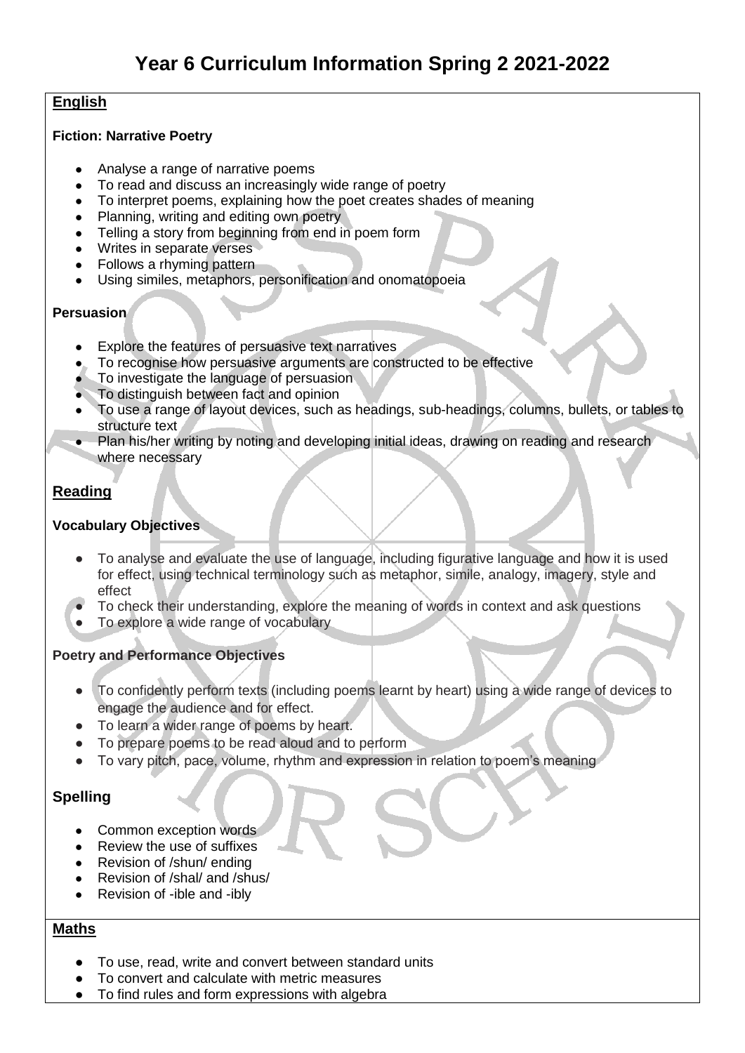# Year 6 Curriculum Information Spring 2 2021-2022

## English

**Fiction: Narrative Poetry**

- Analyse a range of narrative poems
- To read and discuss an increasingly wide range of poetry
- To interpret poems, explaining how the poet creates shades of meaning
- Planning, writing and editing own poetry
- Telling a story from beginning from end in poem form
- Writes in separate verses
- Follows a rhyming pattern
- Using similes, metaphors, personification and onomatopoeia

**Persuasion**

- Explore the features of persuasive text narratives
- To recognise how persuasive arguments are constructed to be effective
- To investigate the language of persuasion
- To distinguish between fact and opinion
- To use a range of layout devices, such as headings, sub-headings, columns, bullets, or tables to structure text
- Plan his/her writing by noting and developing initial ideas, drawing on reading and research where necessary

## Reading

**Vocabulary Objectives**

- To analyse and evaluate the use of language, including figurative language and how it is used for effect, using technical terminology such as metaphor, simile, analogy, imagery, style and effect
- To check their understanding, explore the meaning of words in context and ask questions
- To explore a wide range of vocabulary

**Poetry and Performance Objectives**

- To confidently perform texts (including poems learnt by heart) using a wide range of devices to engage the audience and for effect.
- To learn a wider range of poems by heart.
- To prepare poems to be read aloud and to perform
- To vary pitch, pace, volume, rhythm and expression in relation to poem's meaning

## Spelling

- Common exception words
- Review the use of suffixes
- Revision of /shun/ ending
- Revision of /shal/ and /shus/
- Revision of -ible and -ibly

## Maths

- To use, read, write and convert between standard units
- To convert and calculate with metric measures
- To find rules and form expressions with algebra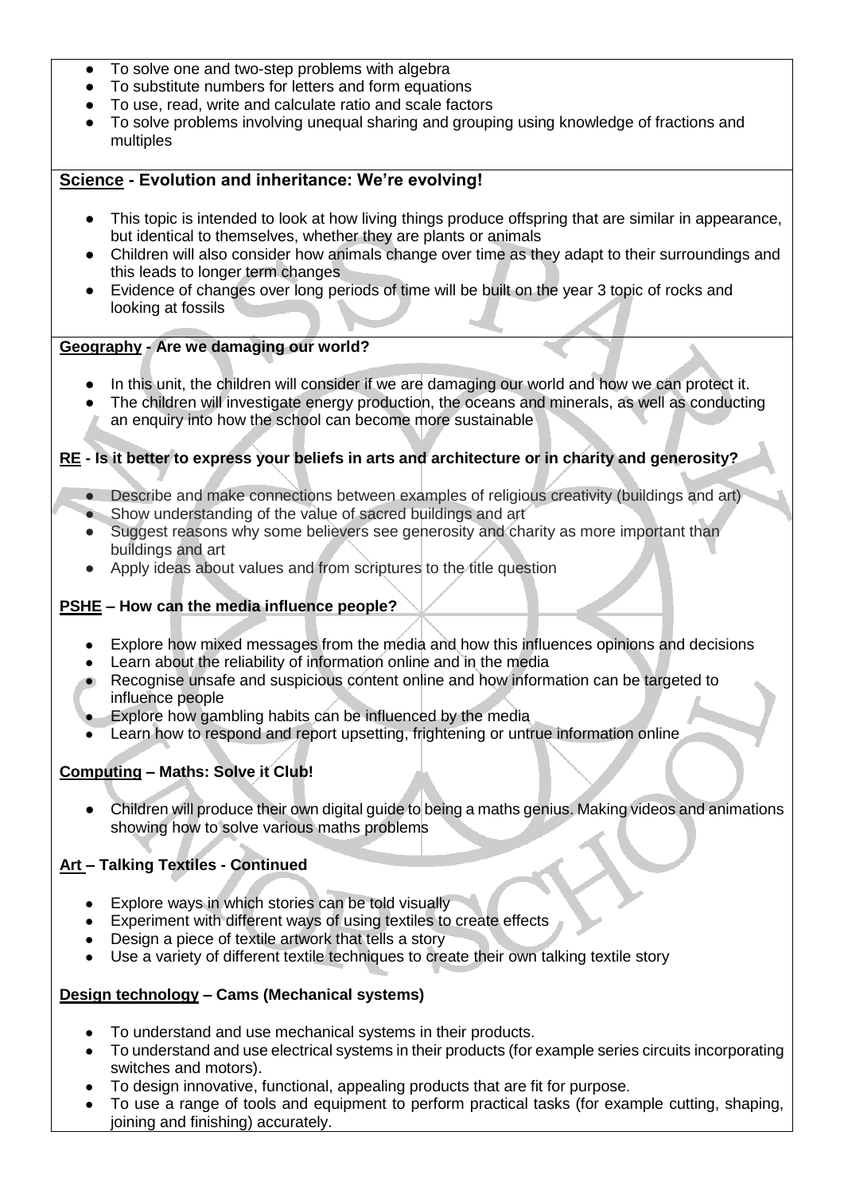- To solve one and two-step problems with algebra
- To substitute numbers for letters and form equations
- To use, read, write and calculate ratio and scale factors
- To solve problems involving unequal sharing and grouping using knowledge of fractions and multiples

**Science - Evolution and inheritance: We're evolving!**

- This topic is intended to look at how living things produce offspring that are similar in appearance, but identical to themselves, whether they are plants or animals
- Children will also consider how animals change over time as they adapt to their surroundings and this leads to longer term changes
- Evidence of changes over long periods of time will be built on the year 3 topic of rocks and looking at fossils

**Geography - Are we damaging our world?**

- In this unit, the children will consider if we are damaging our world and how we can protect it.
- The children will investigate energy production, the oceans and minerals, as well as conducting an enquiry into how the school can become more sustainable

**RE - Is it better to express your beliefs in arts and architecture or in charity and generosity?**

- Describe and make connections between examples of religious creativity (buildings and art)
- Show understanding of the value of sacred buildings and art
- Suggest reasons why some believers see generosity and charity as more important than buildings and art
- Apply ideas about values and from scriptures to the title question

**PSHE – How can the media influence people?**

- Explore how mixed messages from the media and how this influences opinions and decisions
- Learn about the reliability of information online and in the media
- Recognise unsafe and suspicious content online and how information can be targeted to influence people
- Explore how gambling habits can be influenced by the media
- Learn how to respond and report upsetting, frightening or untrue information online

**Computing – Maths: Solve it Club!**

- Children will produce their own digital guide to being a maths genius. Making videos and animations showing how to solve various maths problems

**Art – Talking Textiles - Continued**

- Explore ways in which stories can be told visually
- Experiment with different ways of using textiles to create effects
- Design a piece of textile artwork that tells a story
- Use a variety of different textile techniques to create their own talking textile story

**Design technology – Cams (Mechanical systems)**

- To understand and use mechanical systems in their products.
- To understand and use electrical systems in their products (for example series circuits incorporating switches and motors).
- To design innovative, functional, appealing products that are fit for purpose.
- To use a range of tools and equipment to perform practical tasks (for example cutting, shaping, joining and finishing) accurately.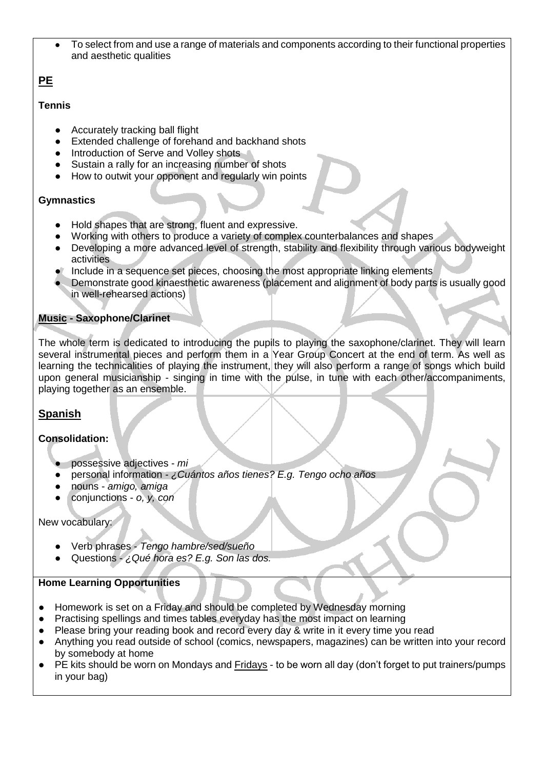- To select from and use a range of materials and components according to their functional properties and aesthetic qualities

## PE

### Tennis

- Accurately tracking ball flight
- Extended challenge of forehand and backhand shots
- Introduction of Serve and Volley shots
- Sustain a rally for an increasing number of shots
- How to outwit your opponent and regularly win points

### Gymnastics

- Hold shapes that are strong, fluent and expressive.
- Working with others to produce a variety of complex counterbalances and shapes
- Developing a more advanced level of strength, stability and flexibility through various bodyweight activities
- Include in a sequence set pieces, choosing the most appropriate linking elements
- Demonstrate good kinaesthetic awareness (placement and alignment of body parts is usually good in well-rehearsed actions)

## Music - Saxophone/Clarinet

The whole term is dedicated to introducing the pupils to playing the saxophone/clarinet. They will learn several instrumental pieces and perform them in a Year Group Concert at the end of term. As well as learning the technicalities of playing the instrument, they will also perform a range of songs which build upon general musicianship - singing in time with the pulse, in tune with each other/accompaniments, playing together as an ensemble.

## Spanish

### Consolidation:

- possessive adjectives - *mi*
- personal information - *¿Cuántos años tienes? E.g. Tengo ocho años*
- nouns - *amigo, amiga*
- conjunctions - *o, y, con*

New vocabulary:

- Verb phrases - *Tengo hambre/sed/sueño*
- Questions - *¿Qué hora es? E.g. Son las dos.*

### Home Learning Opportunities

- Homework is set on a Friday and should be completed by Wednesday morning
- Practising spellings and times tables everyday has the most impact on learning
- Please bring your reading book and record every day & write in it every time you read
- Anything you read outside of school (comics, newspapers, magazines) can be written into your record by somebody at home
- PE kits should be worn on Mondays and Fridays - to be worn all day (don't forget to put trainers/pumps in your bag)